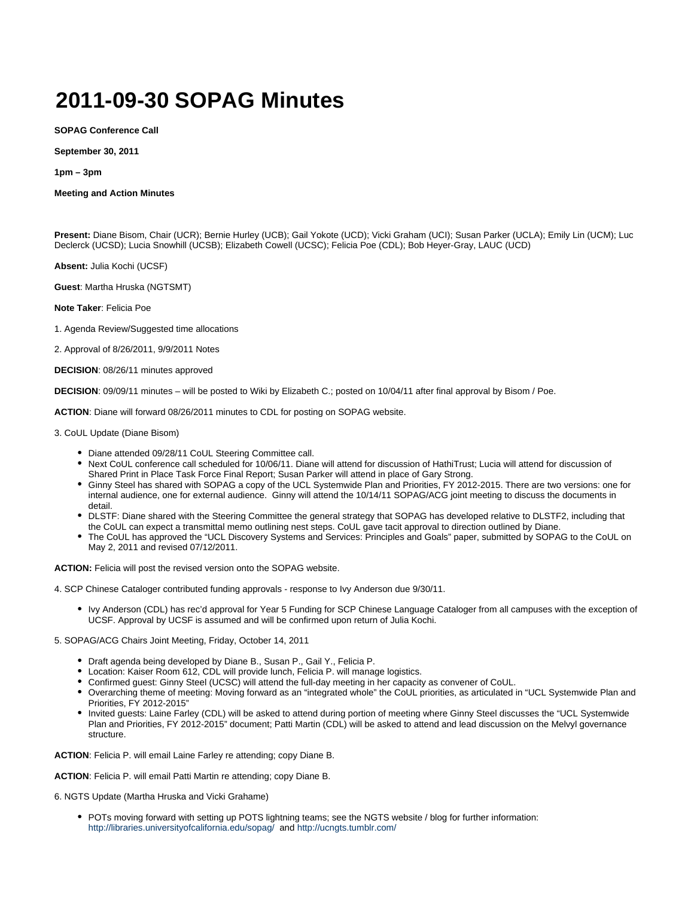# 2011-09-30 SOPAG Minutes

**SOPAG Conference Call**

**September 30, 2011**

**1pm – 3pm**

**Meeting and Action Minutes**

**Present:** Diane Bisom, Chair (UCR); Bernie Hurley (UCB); Gail Yokote (UCD); Vicki Graham (UCI); Susan Parker (UCLA); Emily Lin (UCM); Luc Declerck (UCSD); Lucia Snowhill (UCSB); Elizabeth Cowell (UCSC); Felicia Poe (CDL); Bob Heyer-Gray, LAUC (UCD)

**Absent:** Julia Kochi (UCSF)

**Guest**: Martha Hruska (NGTSMT)

**Note Taker**: Felicia Poe

1. Agenda Review/Suggested time allocations

2. Approval of 8/26/2011, 9/9/2011 Notes

**DECISION**: 08/26/11 minutes approved

**DECISION**: 09/09/11 minutes – will be posted to Wiki by Elizabeth C.; posted on 10/04/11 after final approval by Bisom / Poe.

**ACTION**: Diane will forward 08/26/2011 minutes to CDL for posting on SOPAG website.

3. CoUL Update (Diane Bisom)

- Diane attended 09/28/11 CoUL Steering Committee call.
- Next CoUL conference call scheduled for 10/06/11. Diane will attend for discussion of HathiTrust; Lucia will attend for discussion of Shared Print in Place Task Force Final Report; Susan Parker will attend in place of Gary Strong.
- Ginny Steel has shared with SOPAG a copy of the UCL Systemwide Plan and Priorities, FY 2012-2015. There are two versions: one for internal audience, one for external audience. Ginny will attend the 10/14/11 SOPAG/ACG joint meeting to discuss the documents in detail.
- DLSTF: Diane shared with the Steering Committee the general strategy that SOPAG has developed relative to DLSTF2, including that the CoUL can expect a transmittal memo outlining nest steps. CoUL gave tacit approval to direction outlined by Diane.
- The CoUL has approved the "UCL Discovery Systems and Services: Principles and Goals" paper, submitted by SOPAG to the CoUL on May 2, 2011 and revised 07/12/2011.

**ACTION:** Felicia will post the revised version onto the SOPAG website.

4. SCP Chinese Cataloger contributed funding approvals - response to Ivy Anderson due 9/30/11.

- Ivy Anderson (CDL) has rec'd approval for Year 5 Funding for SCP Chinese Language Cataloger from all campuses with the exception of UCSF. Approval by UCSF is assumed and will be confirmed upon return of Julia Kochi.

5. SOPAG/ACG Chairs Joint Meeting, Friday, October 14, 2011

- Draft agenda being developed by Diane B., Susan P., Gail Y., Felicia P.
- Location: Kaiser Room 612, CDL will provide lunch, Felicia P. will manage logistics.
- Confirmed guest: Ginny Steel (UCSC) will attend the full-day meeting in her capacity as convener of CoUL.
- Overarching theme of meeting: Moving forward as an "integrated whole" the CoUL priorities, as articulated in "UCL Systemwide Plan and Priorities, FY 2012-2015"
- Invited guests: Laine Farley (CDL) will be asked to attend during portion of meeting where Ginny Steel discusses the "UCL Systemwide Plan and Priorities, FY 2012-2015" document; Patti Martin (CDL) will be asked to attend and lead discussion on the Melvyl governance structure.

**ACTION**: Felicia P. will email Laine Farley re attending; copy Diane B.

**ACTION**: Felicia P. will email Patti Martin re attending; copy Diane B.

6. NGTS Update (Martha Hruska and Vicki Grahame)

- POTs moving forward with setting up POTS lightning teams; see the NGTS website / blog for further information: http://libraries.universityofcalifornia.edu/sopag/ and http://ucngts.tumblr.com/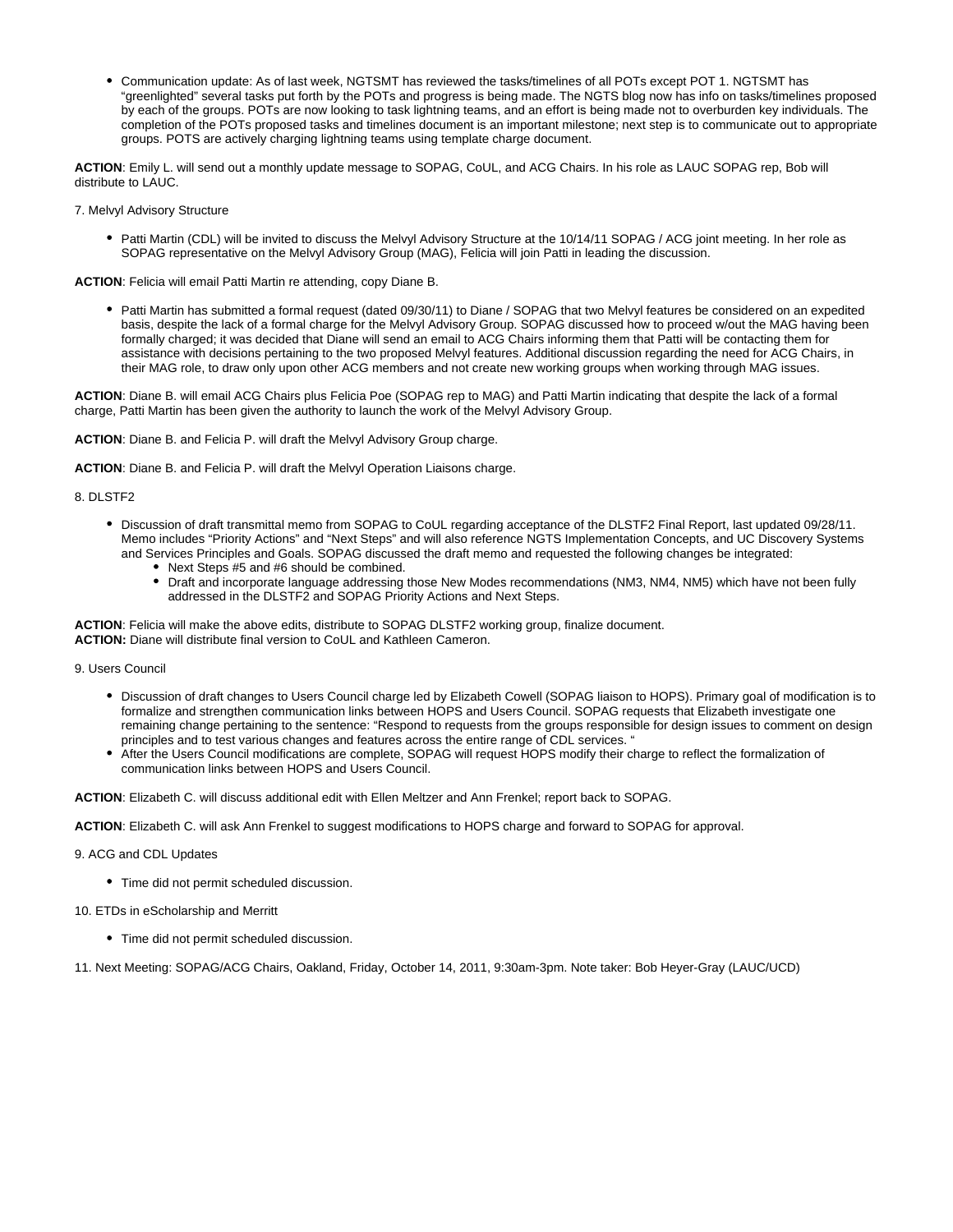- Communication update: As of last week, NGTSMT has reviewed the tasks/timelines of all POTs except POT 1. NGTSMT has "greenlighted" several tasks put forth by the POTs and progress is being made. The NGTS blog now has info on tasks/timelines proposed by each of the groups. POTs are now looking to task lightning teams, and an effort is being made not to overburden key individuals. The completion of the POTs proposed tasks and timelines document is an important milestone; next step is to communicate out to appropriate groups. POTS are actively charging lightning teams using template charge document.

**ACTION**: Emily L. will send out a monthly update message to SOPAG, CoUL, and ACG Chairs. In his role as LAUC SOPAG rep, Bob will distribute to LAUC.

7. Melvyl Advisory Structure

- Patti Martin (CDL) will be invited to discuss the Melvyl Advisory Structure at the 10/14/11 SOPAG / ACG joint meeting. In her role as SOPAG representative on the Melvyl Advisory Group (MAG), Felicia will join Patti in leading the discussion.

**ACTION**: Felicia will email Patti Martin re attending, copy Diane B.

- Patti Martin has submitted a formal request (dated 09/30/11) to Diane / SOPAG that two Melvyl features be considered on an expedited basis, despite the lack of a formal charge for the Melvyl Advisory Group. SOPAG discussed how to proceed w/out the MAG having been formally charged; it was decided that Diane will send an email to ACG Chairs informing them that Patti will be contacting them for assistance with decisions pertaining to the two proposed Melvyl features. Additional discussion regarding the need for ACG Chairs, in their MAG role, to draw only upon other ACG members and not create new working groups when working through MAG issues.

**ACTION**: Diane B. will email ACG Chairs plus Felicia Poe (SOPAG rep to MAG) and Patti Martin indicating that despite the lack of a formal charge, Patti Martin has been given the authority to launch the work of the Melvyl Advisory Group.

**ACTION**: Diane B. and Felicia P. will draft the Melvyl Advisory Group charge.

**ACTION**: Diane B. and Felicia P. will draft the Melvyl Operation Liaisons charge.

8. DLSTF2

- Discussion of draft transmittal memo from SOPAG to CoUL regarding acceptance of the DLSTF2 Final Report, last updated 09/28/11. Memo includes "Priority Actions" and "Next Steps" and will also reference NGTS Implementation Concepts, and UC Discovery Systems and Services Principles and Goals. SOPAG discussed the draft memo and requested the following changes be integrated:
  - Next Steps #5 and #6 should be combined.
  - Draft and incorporate language addressing those New Modes recommendations (NM3, NM4, NM5) which have not been fully addressed in the DLSTF2 and SOPAG Priority Actions and Next Steps.

**ACTION**: Felicia will make the above edits, distribute to SOPAG DLSTF2 working group, finalize document.
**ACTION:** Diane will distribute final version to CoUL and Kathleen Cameron.

9. Users Council

- Discussion of draft changes to Users Council charge led by Elizabeth Cowell (SOPAG liaison to HOPS). Primary goal of modification is to formalize and strengthen communication links between HOPS and Users Council. SOPAG requests that Elizabeth investigate one remaining change pertaining to the sentence: "Respond to requests from the groups responsible for design issues to comment on design principles and to test various changes and features across the entire range of CDL services. "
- After the Users Council modifications are complete, SOPAG will request HOPS modify their charge to reflect the formalization of communication links between HOPS and Users Council.

**ACTION**: Elizabeth C. will discuss additional edit with Ellen Meltzer and Ann Frenkel; report back to SOPAG.

**ACTION**: Elizabeth C. will ask Ann Frenkel to suggest modifications to HOPS charge and forward to SOPAG for approval.

9. ACG and CDL Updates

- Time did not permit scheduled discussion.

10. ETDs in eScholarship and Merritt

- Time did not permit scheduled discussion.

11. Next Meeting: SOPAG/ACG Chairs, Oakland, Friday, October 14, 2011, 9:30am-3pm. Note taker: Bob Heyer-Gray (LAUC/UCD)